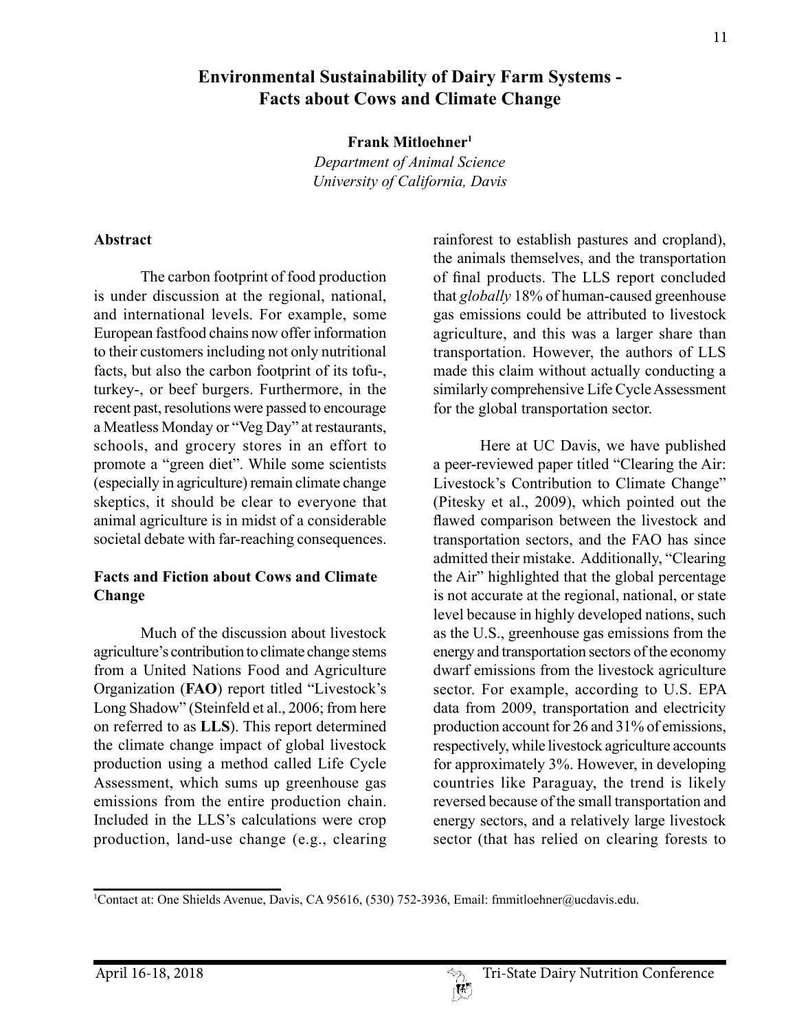# Environmental Sustainability of Dairy Farm Systems - Facts about Cows and Climate Change

**Frank Mitloehner**[1]

*Department of Animal Science*
*University of California, Davis*

## Abstract

The carbon footprint of food production is under discussion at the regional, national, and international levels. For example, some European fastfood chains now offer information to their customers including not only nutritional facts, but also the carbon footprint of its tofu-, turkey-, or beef burgers. Furthermore, in the recent past, resolutions were passed to encourage a Meatless Monday or "Veg Day" at restaurants, schools, and grocery stores in an effort to promote a "green diet". While some scientists (especially in agriculture) remain climate change skeptics, it should be clear to everyone that animal agriculture is in midst of a considerable societal debate with far-reaching consequences.

## Facts and Fiction about Cows and Climate Change

Much of the discussion about livestock agriculture's contribution to climate change stems from a United Nations Food and Agriculture Organization (**FAO**) report titled "Livestock's Long Shadow" (Steinfeld et al., 2006; from here on referred to as **LLS**). This report determined the climate change impact of global livestock production using a method called Life Cycle Assessment, which sums up greenhouse gas emissions from the entire production chain. Included in the LLS's calculations were crop production, land-use change (e.g., clearing rainforest to establish pastures and cropland), the animals themselves, and the transportation of final products. The LLS report concluded that *globally* 18% of human-caused greenhouse gas emissions could be attributed to livestock agriculture, and this was a larger share than transportation. However, the authors of LLS made this claim without actually conducting a similarly comprehensive Life Cycle Assessment for the global transportation sector.

Here at UC Davis, we have published a peer-reviewed paper titled "Clearing the Air: Livestock's Contribution to Climate Change" (Pitesky et al., 2009), which pointed out the flawed comparison between the livestock and transportation sectors, and the FAO has since admitted their mistake. Additionally, "Clearing the Air" highlighted that the global percentage is not accurate at the regional, national, or state level because in highly developed nations, such as the U.S., greenhouse gas emissions from the energy and transportation sectors of the economy dwarf emissions from the livestock agriculture sector. For example, according to U.S. EPA data from 2009, transportation and electricity production account for 26 and 31% of emissions, respectively, while livestock agriculture accounts for approximately 3%. However, in developing countries like Paraguay, the trend is likely reversed because of the small transportation and energy sectors, and a relatively large livestock sector (that has relied on clearing forests to

[1] Contact at: One Shields Avenue, Davis, CA 95616, (530) 752-3936, Email: fmmitloehner@ucdavis.edu.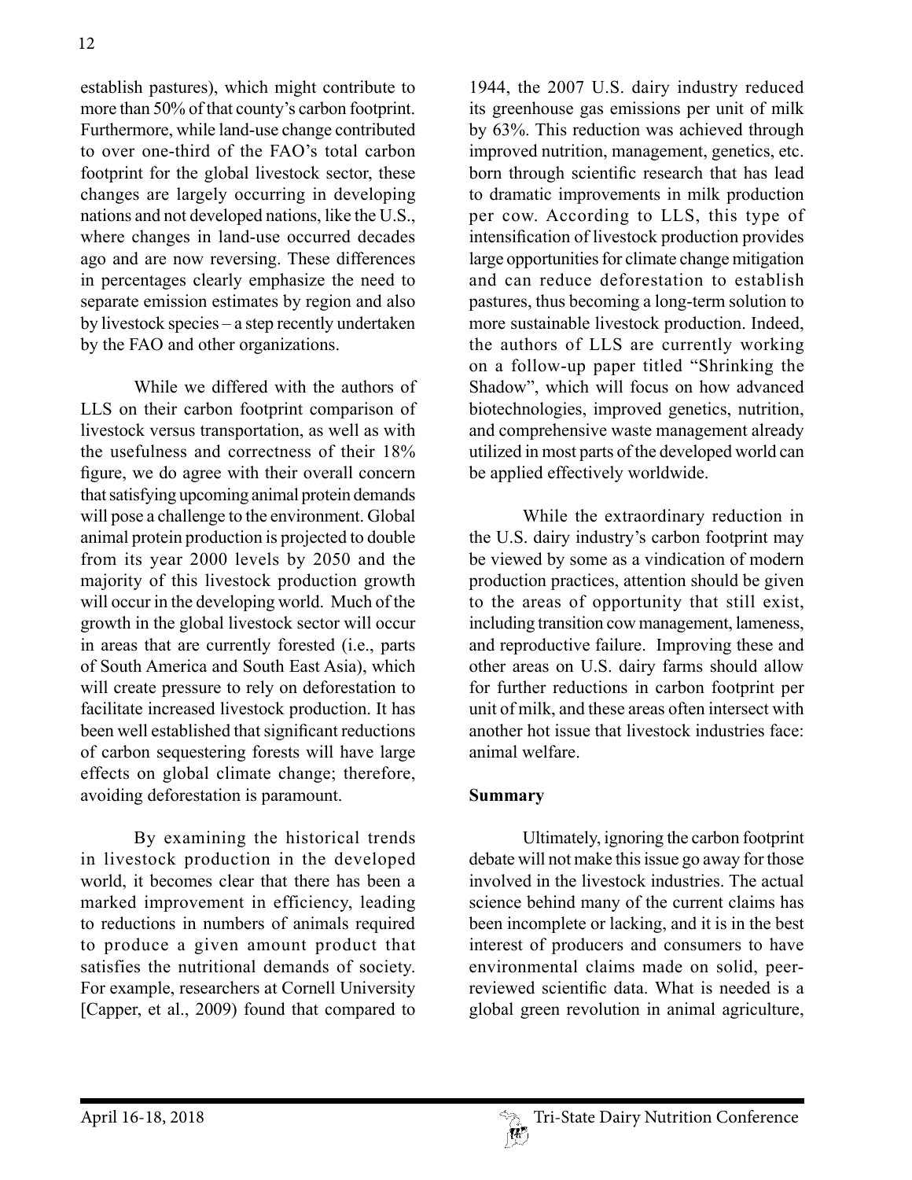establish pastures), which might contribute to more than 50% of that county's carbon footprint. Furthermore, while land-use change contributed to over one-third of the FAO's total carbon footprint for the global livestock sector, these changes are largely occurring in developing nations and not developed nations, like the U.S., where changes in land-use occurred decades ago and are now reversing. These differences in percentages clearly emphasize the need to separate emission estimates by region and also by livestock species – a step recently undertaken by the FAO and other organizations.

While we differed with the authors of LLS on their carbon footprint comparison of livestock versus transportation, as well as with the usefulness and correctness of their 18% figure, we do agree with their overall concern that satisfying upcoming animal protein demands will pose a challenge to the environment. Global animal protein production is projected to double from its year 2000 levels by 2050 and the majority of this livestock production growth will occur in the developing world. Much of the growth in the global livestock sector will occur in areas that are currently forested (i.e., parts of South America and South East Asia), which will create pressure to rely on deforestation to facilitate increased livestock production. It has been well established that significant reductions of carbon sequestering forests will have large effects on global climate change; therefore, avoiding deforestation is paramount.

By examining the historical trends in livestock production in the developed world, it becomes clear that there has been a marked improvement in efficiency, leading to reductions in numbers of animals required to produce a given amount product that satisfies the nutritional demands of society. For example, researchers at Cornell University [Capper, et al., 2009) found that compared to 1944, the 2007 U.S. dairy industry reduced its greenhouse gas emissions per unit of milk by 63%. This reduction was achieved through improved nutrition, management, genetics, etc. born through scientific research that has lead to dramatic improvements in milk production per cow. According to LLS, this type of intensification of livestock production provides large opportunities for climate change mitigation and can reduce deforestation to establish pastures, thus becoming a long-term solution to more sustainable livestock production. Indeed, the authors of LLS are currently working on a follow-up paper titled "Shrinking the Shadow", which will focus on how advanced biotechnologies, improved genetics, nutrition, and comprehensive waste management already utilized in most parts of the developed world can be applied effectively worldwide.

While the extraordinary reduction in the U.S. dairy industry's carbon footprint may be viewed by some as a vindication of modern production practices, attention should be given to the areas of opportunity that still exist, including transition cow management, lameness, and reproductive failure. Improving these and other areas on U.S. dairy farms should allow for further reductions in carbon footprint per unit of milk, and these areas often intersect with another hot issue that livestock industries face: animal welfare.

**Summary**

Ultimately, ignoring the carbon footprint debate will not make this issue go away for those involved in the livestock industries. The actual science behind many of the current claims has been incomplete or lacking, and it is in the best interest of producers and consumers to have environmental claims made on solid, peer-reviewed scientific data. What is needed is a global green revolution in animal agriculture,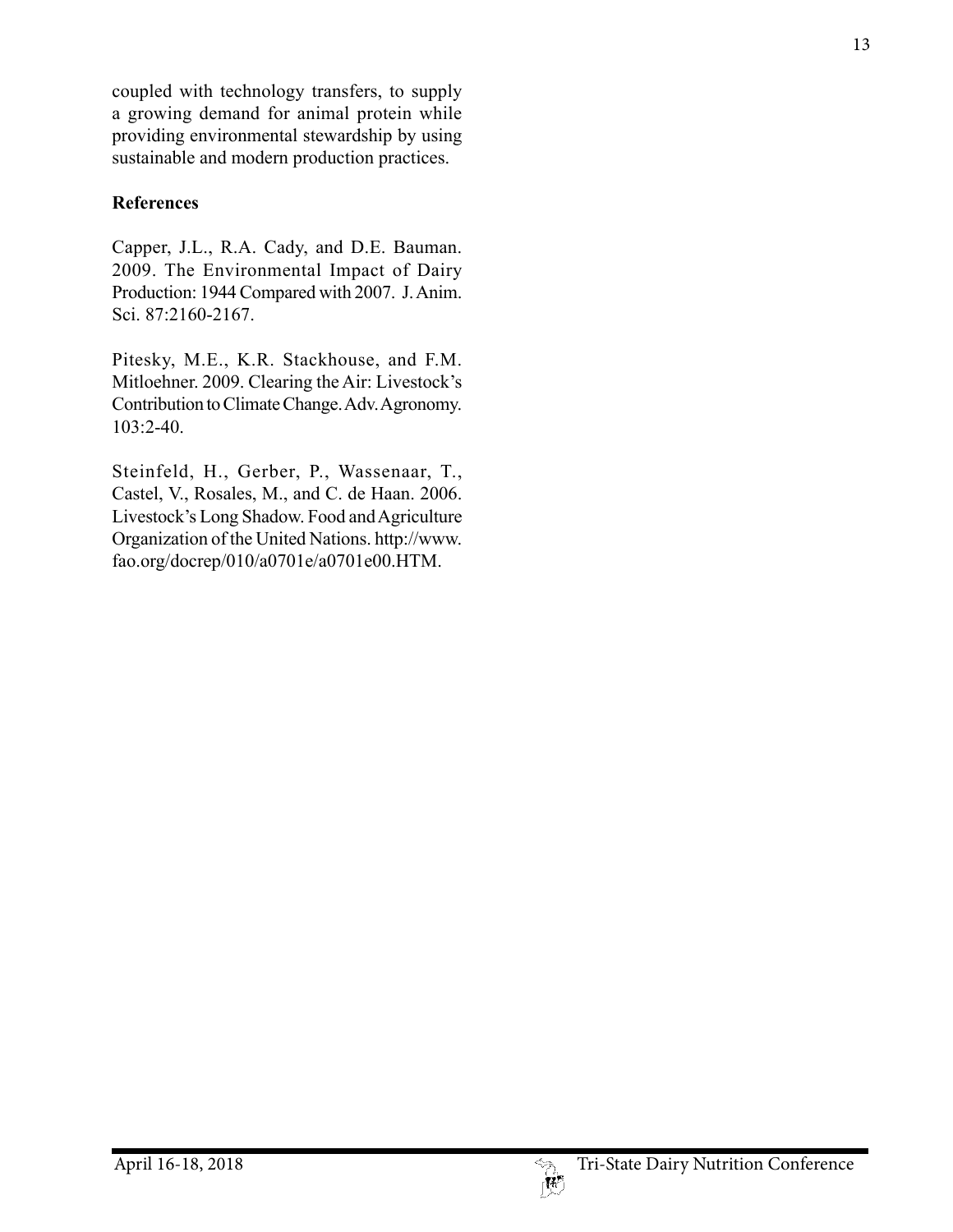coupled with technology transfers, to supply a growing demand for animal protein while providing environmental stewardship by using sustainable and modern production practices.

## References

Capper, J.L., R.A. Cady, and D.E. Bauman. 2009. The Environmental Impact of Dairy Production: 1944 Compared with 2007. J. Anim. Sci. 87:2160-2167.

Pitesky, M.E., K.R. Stackhouse, and F.M. Mitloehner. 2009. Clearing the Air: Livestock's Contribution to Climate Change. Adv. Agronomy. 103:2-40.

Steinfeld, H., Gerber, P., Wassenaar, T., Castel, V., Rosales, M., and C. de Haan. 2006. Livestock's Long Shadow. Food and Agriculture Organization of the United Nations. http://www.fao.org/docrep/010/a0701e/a0701e00.HTM.